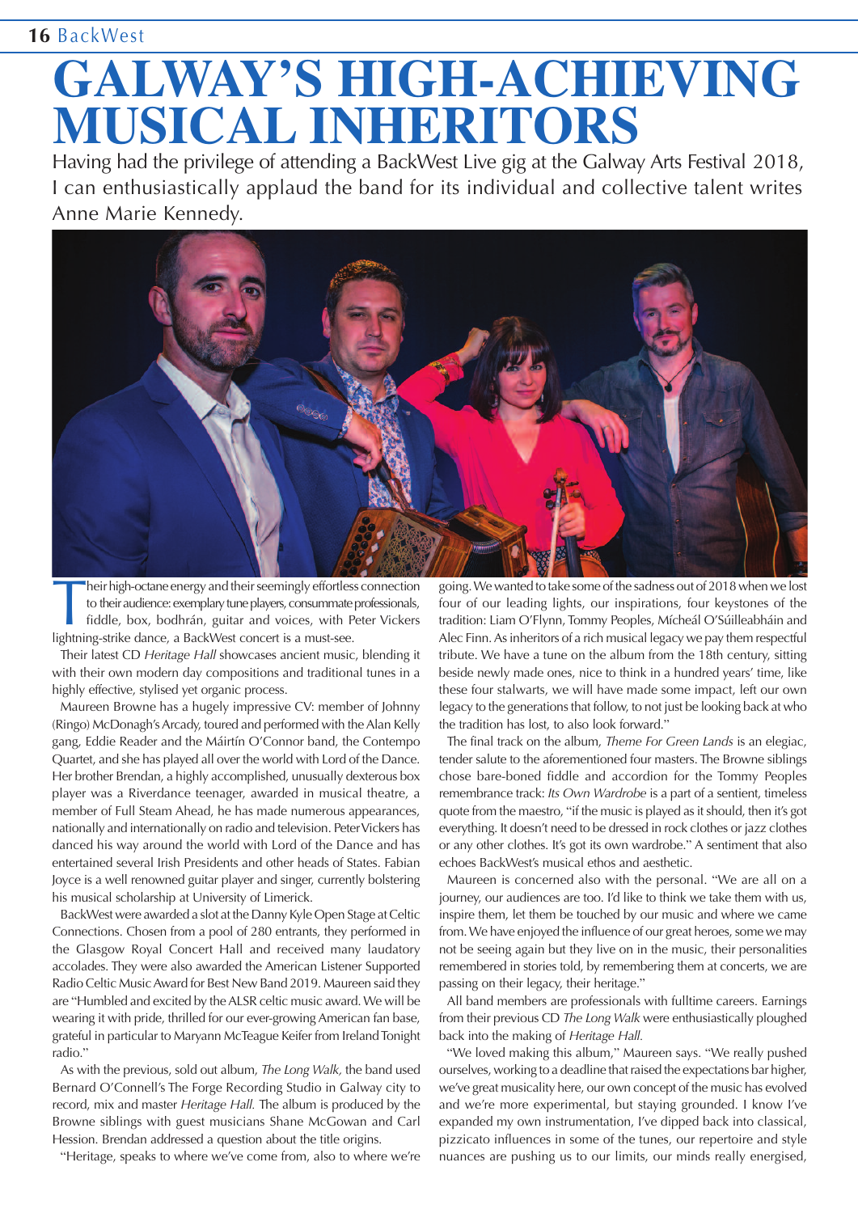# GALWAY'S HIGH-ACHIEVING MUSICAL INHERITORS

Having had the privilege of attending a BackWest Live gig at the Galway Arts Festival 2018, I can enthusiastically applaud the band for its individual and collective talent writes Anne Marie Kennedy.

Their high-octane energy and their seemingly effortless connection to their audience: exemplary tune players, consummate professionals, fiddle, box, bodhrán, guitar and voices, with Peter Vickers lightning-strike dance, a BackWest concert is a must-see.

Their latest CD *Heritage Hall* showcases ancient music, blending it with their own modern day compositions and traditional tunes in a highly effective, stylised yet organic process.

Maureen Browne has a hugely impressive CV: member of Johnny (Ringo) McDonagh's Arcady, toured and performed with the Alan Kelly gang, Eddie Reader and the Máirtín O'Connor band, the Contempo Quartet, and she has played all over the world with Lord of the Dance. Her brother Brendan, a highly accomplished, unusually dexterous box player was a Riverdance teenager, awarded in musical theatre, a member of Full Steam Ahead, he has made numerous appearances, nationally and internationally on radio and television. Peter Vickers has danced his way around the world with Lord of the Dance and has entertained several Irish Presidents and other heads of States. Fabian Joyce is a well renowned guitar player and singer, currently bolstering his musical scholarship at University of Limerick.

BackWest were awarded a slot at the Danny Kyle Open Stage at Celtic Connections. Chosen from a pool of 280 entrants, they performed in the Glasgow Royal Concert Hall and received many laudatory accolades. They were also awarded the American Listener Supported Radio Celtic Music Award for Best New Band 2019. Maureen said they are "Humbled and excited by the ALSR celtic music award. We will be wearing it with pride, thrilled for our ever-growing American fan base, grateful in particular to Maryann McTeague Keifer from Ireland Tonight radio."

As with the previous, sold out album, *The Long Walk*, the band used Bernard O'Connell's The Forge Recording Studio in Galway city to record, mix and master *Heritage Hall.* The album is produced by the Browne siblings with guest musicians Shane McGowan and Carl Hession. Brendan addressed a question about the title origins.

"Heritage, speaks to where we've come from, also to where we're going. We wanted to take some of the sadness out of 2018 when we lost four of our leading lights, our inspirations, four keystones of the tradition: Liam O'Flynn, Tommy Peoples, Mícheál O'Súilleabháin and Alec Finn. As inheritors of a rich musical legacy we pay them respectful tribute. We have a tune on the album from the 18th century, sitting beside newly made ones, nice to think in a hundred years' time, like these four stalwarts, we will have made some impact, left our own legacy to the generations that follow, to not just be looking back at who the tradition has lost, to also look forward."

The final track on the album, *Theme For Green Lands* is an elegiac, tender salute to the aforementioned four masters. The Browne siblings chose bare-boned fiddle and accordion for the Tommy Peoples remembrance track: *Its Own Wardrobe* is a part of a sentient, timeless quote from the maestro, "if the music is played as it should, then it's got everything. It doesn't need to be dressed in rock clothes or jazz clothes or any other clothes. It's got its own wardrobe." A sentiment that also echoes BackWest's musical ethos and aesthetic.

Maureen is concerned also with the personal. "We are all on a journey, our audiences are too. I'd like to think we take them with us, inspire them, let them be touched by our music and where we came from. We have enjoyed the influence of our great heroes, some we may not be seeing again but they live on in the music, their personalities remembered in stories told, by remembering them at concerts, we are passing on their legacy, their heritage."

All band members are professionals with fulltime careers. Earnings from their previous CD *The Long Walk* were enthusiastically ploughed back into the making of *Heritage Hall.*

"We loved making this album," Maureen says. "We really pushed ourselves, working to a deadline that raised the expectations bar higher, we've great musicality here, our own concept of the music has evolved and we're more experimental, but staying grounded. I know I've expanded my own instrumentation, I've dipped back into classical, pizzicato influences in some of the tunes, our repertoire and style nuances are pushing us to our limits, our minds really energised,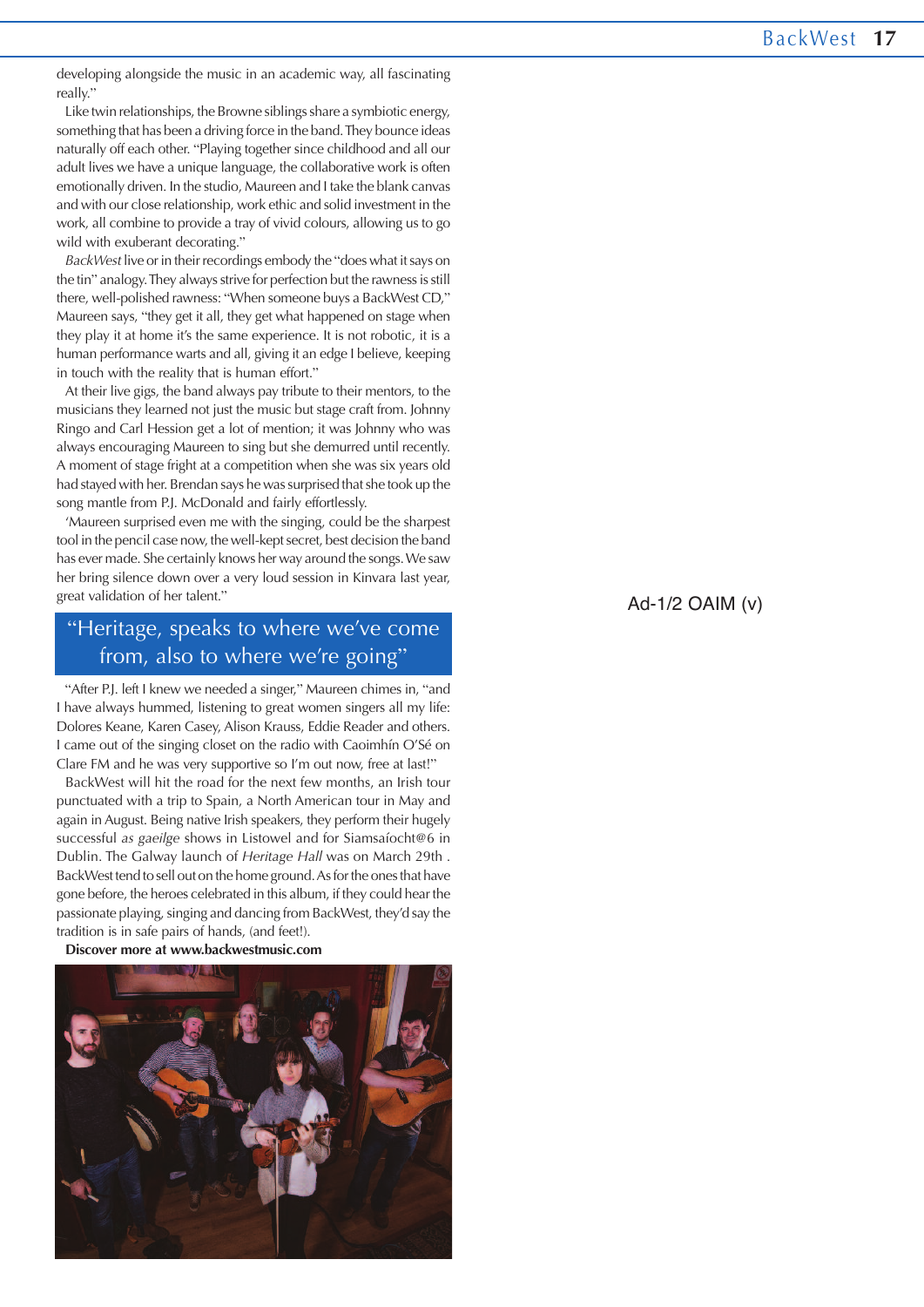developing alongside the music in an academic way, all fascinating really."

Like twin relationships, the Browne siblings share a symbiotic energy, something that has been a driving force in the band. They bounce ideas naturally off each other. "Playing together since childhood and all our adult lives we have a unique language, the collaborative work is often emotionally driven. In the studio, Maureen and I take the blank canvas and with our close relationship, work ethic and solid investment in the work, all combine to provide a tray of vivid colours, allowing us to go wild with exuberant decorating."

*BackWest* live or in their recordings embody the "does what it says on the tin" analogy. They always strive for perfection but the rawness is still there, well-polished rawness: "When someone buys a BackWest CD," Maureen says, "they get it all, they get what happened on stage when they play it at home it's the same experience. It is not robotic, it is a human performance warts and all, giving it an edge I believe, keeping in touch with the reality that is human effort."

At their live gigs, the band always pay tribute to their mentors, to the musicians they learned not just the music but stage craft from. Johnny Ringo and Carl Hession get a lot of mention; it was Johnny who was always encouraging Maureen to sing but she demurred until recently. A moment of stage fright at a competition when she was six years old had stayed with her. Brendan says he was surprised that she took up the song mantle from P.J. McDonald and fairly effortlessly.

'Maureen surprised even me with the singing, could be the sharpest tool in the pencil case now, the well-kept secret, best decision the band has ever made. She certainly knows her way around the songs. We saw her bring silence down over a very loud session in Kinvara last year, great validation of her talent."

> "Heritage, speaks to where we've come from, also to where we're going"

"After P.J. left I knew we needed a singer," Maureen chimes in, "and I have always hummed, listening to great women singers all my life: Dolores Keane, Karen Casey, Alison Krauss, Eddie Reader and others. I came out of the singing closet on the radio with Caoimhín O'Sé on Clare FM and he was very supportive so I'm out now, free at last!"

BackWest will hit the road for the next few months, an Irish tour punctuated with a trip to Spain, a North American tour in May and again in August. Being native Irish speakers, they perform their hugely successful *as gaeilge* shows in Listowel and for Siamsaíocht@6 in Dublin. The Galway launch of *Heritage Hall* was on March 29th . BackWest tend to sell out on the home ground. As for the ones that have gone before, the heroes celebrated in this album, if they could hear the passionate playing, singing and dancing from BackWest, they'd say the tradition is in safe pairs of hands, (and feet!).

**Discover more at www.backwestmusic.com**

Ad-1/2 OAIM (v)